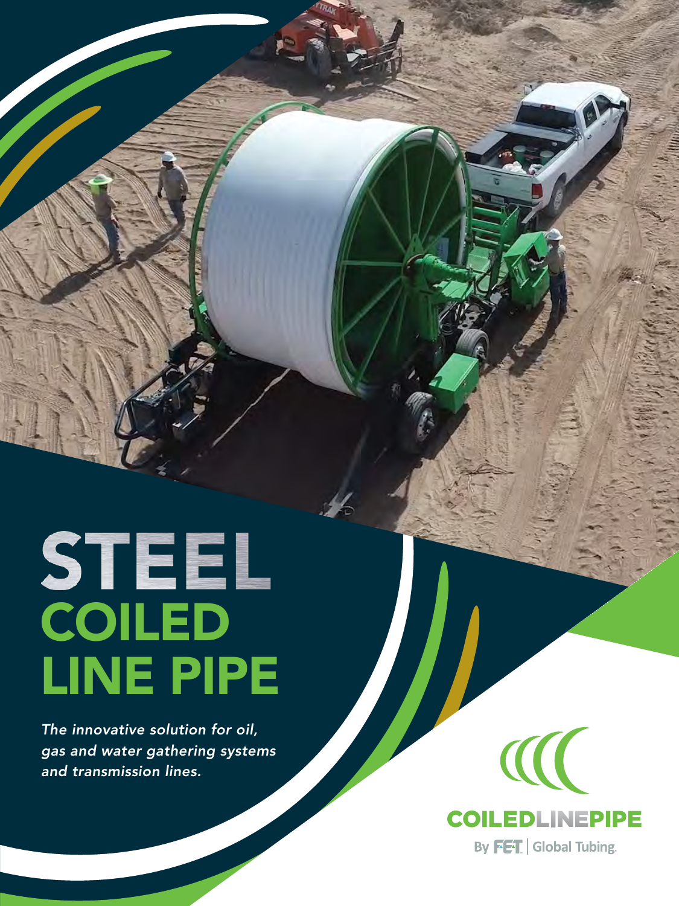# STEEL COILED LINE PIPE

*The innovative solution for oil, gas and water gathering systems and transmission lines.*

COILEDLINEPIPE

By FET | Global Tubing.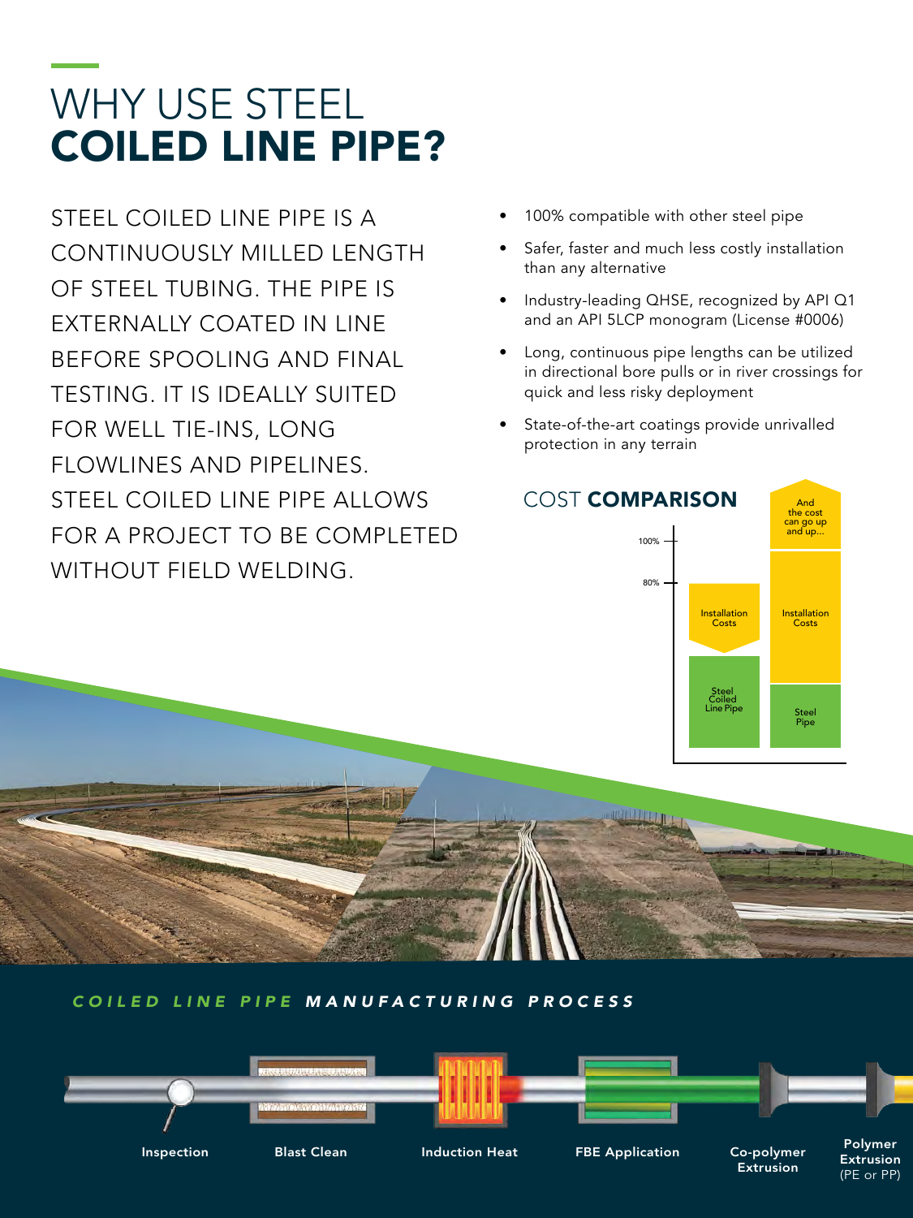# WHY USE STEEL **COILED LINE PIPE?**

STEEL COILED LINE PIPE IS A CONTINUOUSLY MILLED LENGTH OF STEEL TUBING. THE PIPE IS EXTERNALLY COATED IN LINE BEFORE SPOOLING AND FINAL TESTING. IT IS IDEALLY SUITED FOR WELL TIE-INS, LONG FLOWLINES AND PIPELINES. STEEL COILED LINE PIPE ALLOWS FOR A PROJECT TO BE COMPLETED WITHOUT FIELD WELDING.

- 100% compatible with other steel pipe
- Safer, faster and much less costly installation than any alternative
- Industry-leading QHSE, recognized by API Q1 and an API 5LCP monogram (License #0006)
- Long, continuous pipe lengths can be utilized in directional bore pulls or in river crossings for quick and less risky deployment
- State-of-the-art coatings provide unrivalled protection in any terrain

## COST **COMPARISON**

100%

80%

Installation Costs

Steel Coiled Line Pipe

And the cost can go up and up...

Installation Costs

Steel Pipe

## *COILED LINE PIPE* ***MANUFACTURING PROCESS***

Inspection

Blast Clean

Induction Heat

FBE Application

Co-polymer Extrusion

Polymer Extrusion (PE or PP)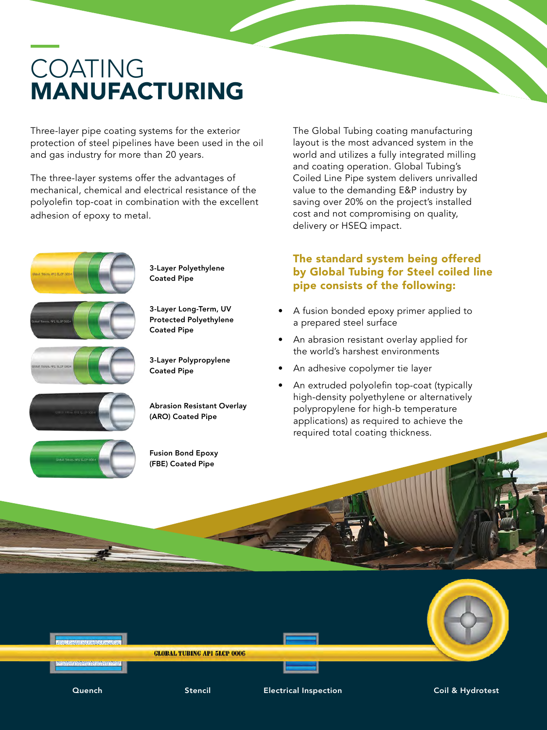# COATING **MANUFACTURING**

Three-layer pipe coating systems for the exterior protection of steel pipelines have been used in the oil and gas industry for more than 20 years.

The three-layer systems offer the advantages of mechanical, chemical and electrical resistance of the polyolefin top-coat in combination with the excellent adhesion of epoxy to metal.

The Global Tubing coating manufacturing layout is the most advanced system in the world and utilizes a fully integrated milling and coating operation. Global Tubing's Coiled Line Pipe system delivers unrivalled value to the demanding E&P industry by saving over 20% on the project's installed cost and not compromising on quality, delivery or HSEQ impact.

**3-Layer Polyethylene Coated Pipe**

**3-Layer Long-Term, UV Protected Polyethylene Coated Pipe**

**3-Layer Polypropylene Coated Pipe**

**Abrasion Resistant Overlay (ARO) Coated Pipe**

**Fusion Bond Epoxy (FBE) Coated Pipe**

## The standard system being offered by Global Tubing for Steel coiled line pipe consists of the following:

- A fusion bonded epoxy primer applied to a prepared steel surface
- An abrasion resistant overlay applied for the world's harshest environments
- An adhesive copolymer tie layer
- An extruded polyolefin top-coat (typically high-density polyethylene or alternatively polypropylene for high-b temperature applications) as required to achieve the required total coating thickness.

GLOBAL TUBING API 5LCP 0006

Quench

Stencil

Electrical Inspection

Coil & Hydrotest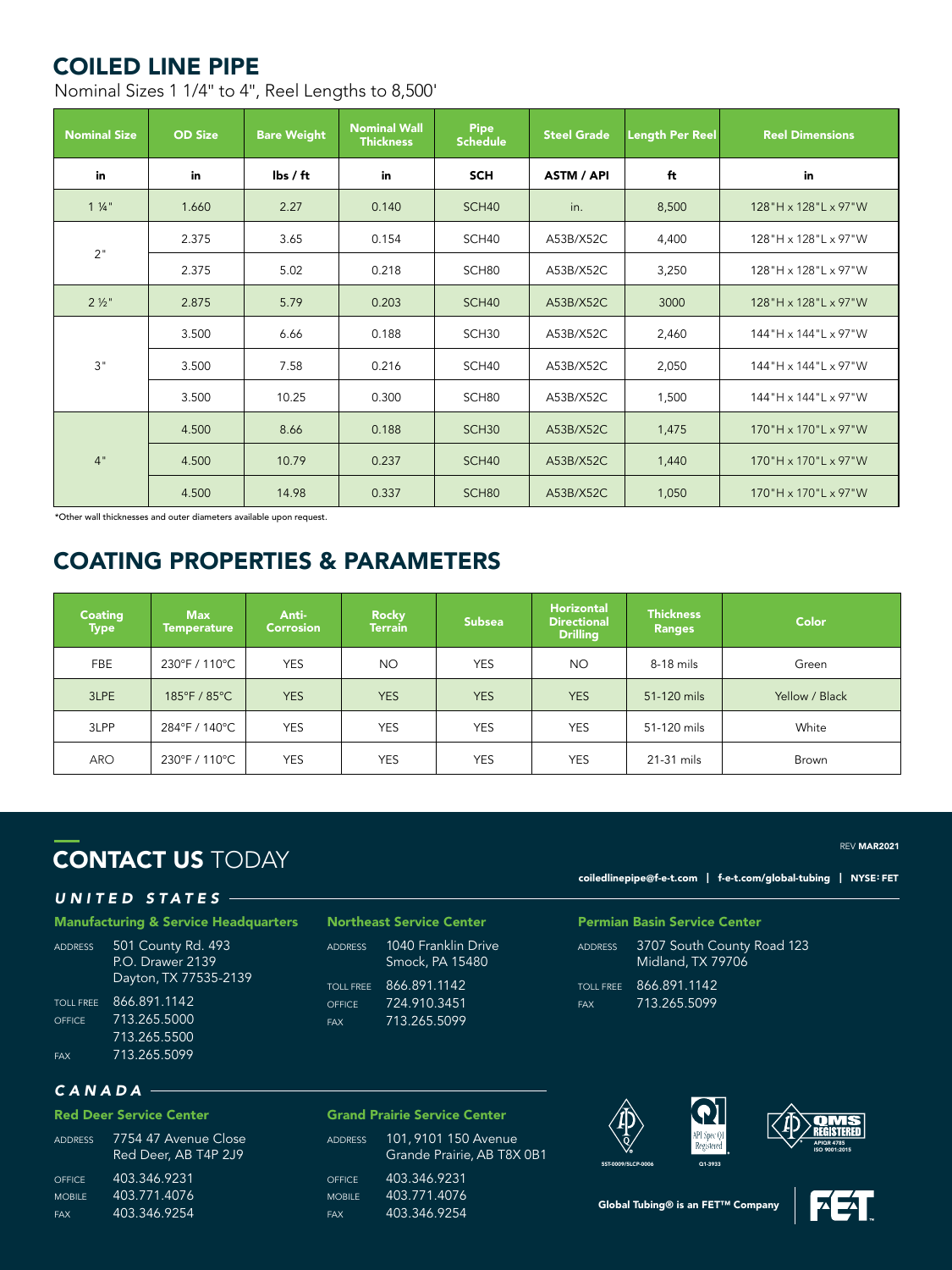# COILED LINE PIPE

Nominal Sizes 1 1/4" to 4", Reel Lengths to 8,500'

| Nominal Size | OD Size | Bare Weight | Nominal Wall Thickness | Pipe Schedule | Steel Grade | Length Per Reel | Reel Dimensions |
|---|---|---|---|---|---|---|---|
| in | in | lbs / ft | in | SCH | ASTM / API | ft | in |
| 1 ¼" | 1.660 | 2.27 | 0.140 | SCH40 | in. | 8,500 | 128"H x 128"L x 97"W |
| 2" | 2.375 | 3.65 | 0.154 | SCH40 | A53B/X52C | 4,400 | 128"H x 128"L x 97"W |
| | 2.375 | 5.02 | 0.218 | SCH80 | A53B/X52C | 3,250 | 128"H x 128"L x 97"W |
| 2 ½" | 2.875 | 5.79 | 0.203 | SCH40 | A53B/X52C | 3000 | 128"H x 128"L x 97"W |
| 3" | 3.500 | 6.66 | 0.188 | SCH30 | A53B/X52C | 2,460 | 144"H x 144"L x 97"W |
| | 3.500 | 7.58 | 0.216 | SCH40 | A53B/X52C | 2,050 | 144"H x 144"L x 97"W |
| | 3.500 | 10.25 | 0.300 | SCH80 | A53B/X52C | 1,500 | 144"H x 144"L x 97"W |
| 4" | 4.500 | 8.66 | 0.188 | SCH30 | A53B/X52C | 1,475 | 170"H x 170"L x 97"W |
| | 4.500 | 10.79 | 0.237 | SCH40 | A53B/X52C | 1,440 | 170"H x 170"L x 97"W |
| | 4.500 | 14.98 | 0.337 | SCH80 | A53B/X52C | 1,050 | 170"H x 170"L x 97"W |

*Other wall thicknesses and outer diameters available upon request.

# COATING PROPERTIES & PARAMETERS

| Coating Type | Max Temperature | Anti-Corrosion | Rocky Terrain | Subsea | Horizontal Directional Drilling | Thickness Ranges | Color |
|---|---|---|---|---|---|---|---|
| FBE | 230°F / 110°C | YES | NO | YES | NO | 8-18 mils | Green |
| 3LPE | 185°F / 85°C | YES | YES | YES | YES | 51-120 mils | Yellow / Black |
| 3LPP | 284°F / 140°C | YES | YES | YES | YES | 51-120 mils | White |
| ARO | 230°F / 110°C | YES | YES | YES | YES | 21-31 mils | Brown |

# CONTACT US TODAY

REV MAR2021

coiledlinepipe@f-e-t.com | f-e-t.com/global-tubing | NYSE: FET

## UNITED STATES

### Manufacturing & Service Headquarters

ADDRESS 501 County Rd. 493
P.O. Drawer 2139
Dayton, TX 77535-2139

TOLL FREE 866.891.1142
OFFICE 713.265.5000
713.265.5500
FAX 713.265.5099

### Northeast Service Center

ADDRESS 1040 Franklin Drive
Smock, PA 15480

TOLL FREE 866.891.1142
OFFICE 724.910.3451
FAX 713.265.5099

### Permian Basin Service Center

ADDRESS 3707 South County Road 123
Midland, TX 79706

TOLL FREE 866.891.1142
FAX 713.265.5099

## CANADA

### Red Deer Service Center

ADDRESS 7754 47 Avenue Close
Red Deer, AB T4P 2J9

OFFICE 403.346.9231
MOBILE 403.771.4076
FAX 403.346.9254

### Grand Prairie Service Center

ADDRESS 101, 9101 150 Avenue
Grande Prairie, AB T8X 0B1

OFFICE 403.346.9231
MOBILE 403.771.4076
FAX 403.346.9254

5ST-0009/5LCP-0006

API Spec Q1 Registered Q1-3933

QMS REGISTERED APIQR 4785 ISO 9001:2015

Global Tubing® is an FET™ Company